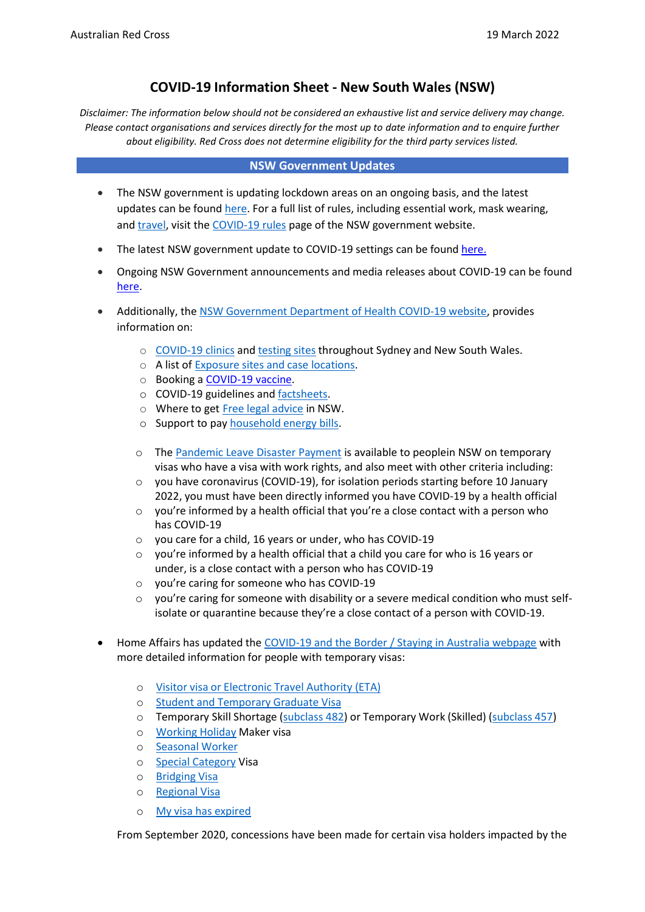# COVID-19 Information Sheet - New South Wales (NSW)

*Disclaimer: The information below should not be considered an exhaustive list and service delivery may change. Please contact organisations and services directly for the most up to date information and to enquire further about eligibility. Red Cross does not determine eligibility for the third party services listed.*

## NSW Government Updates

- The NSW government is updating lockdown areas on an ongoing basis, and the latest updates can be found here. For a full list of rules, including essential work, mask wearing, and travel, visit the COVID-19 rules page of the NSW government website.
- The latest NSW government update to COVID-19 settings can be found here.
- Ongoing NSW Government announcements and media releases about COVID-19 can be found here.
- Additionally, the NSW Government Department of Health COVID-19 website, provides information on:
  - COVID-19 clinics and testing sites throughout Sydney and New South Wales.
  - A list of Exposure sites and case locations.
  - Booking a COVID-19 vaccine.
  - COVID-19 guidelines and factsheets.
  - Where to get Free legal advice in NSW.
  - Support to pay household energy bills.

  - The Pandemic Leave Disaster Payment is available to peoplein NSW on temporary visas who have a visa with work rights, and also meet with other criteria including:
  - you have coronavirus (COVID-19), for isolation periods starting before 10 January 2022, you must have been directly informed you have COVID-19 by a health official
  - you're informed by a health official that you're a close contact with a person who has COVID-19
  - you care for a child, 16 years or under, who has COVID-19
  - you're informed by a health official that a child you care for who is 16 years or under, is a close contact with a person who has COVID-19
  - you're caring for someone who has COVID-19
  - you're caring for someone with disability or a severe medical condition who must self-isolate or quarantine because they're a close contact of a person with COVID-19.

- Home Affairs has updated the COVID-19 and the Border / Staying in Australia webpage with more detailed information for people with temporary visas:
  - Visitor visa or Electronic Travel Authority (ETA)
  - Student and Temporary Graduate Visa
  - Temporary Skill Shortage (subclass 482) or Temporary Work (Skilled) (subclass 457)
  - Working Holiday Maker visa
  - Seasonal Worker
  - Special Category Visa
  - Bridging Visa
  - Regional Visa
  - My visa has expired

  From September 2020, concessions have been made for certain visa holders impacted by the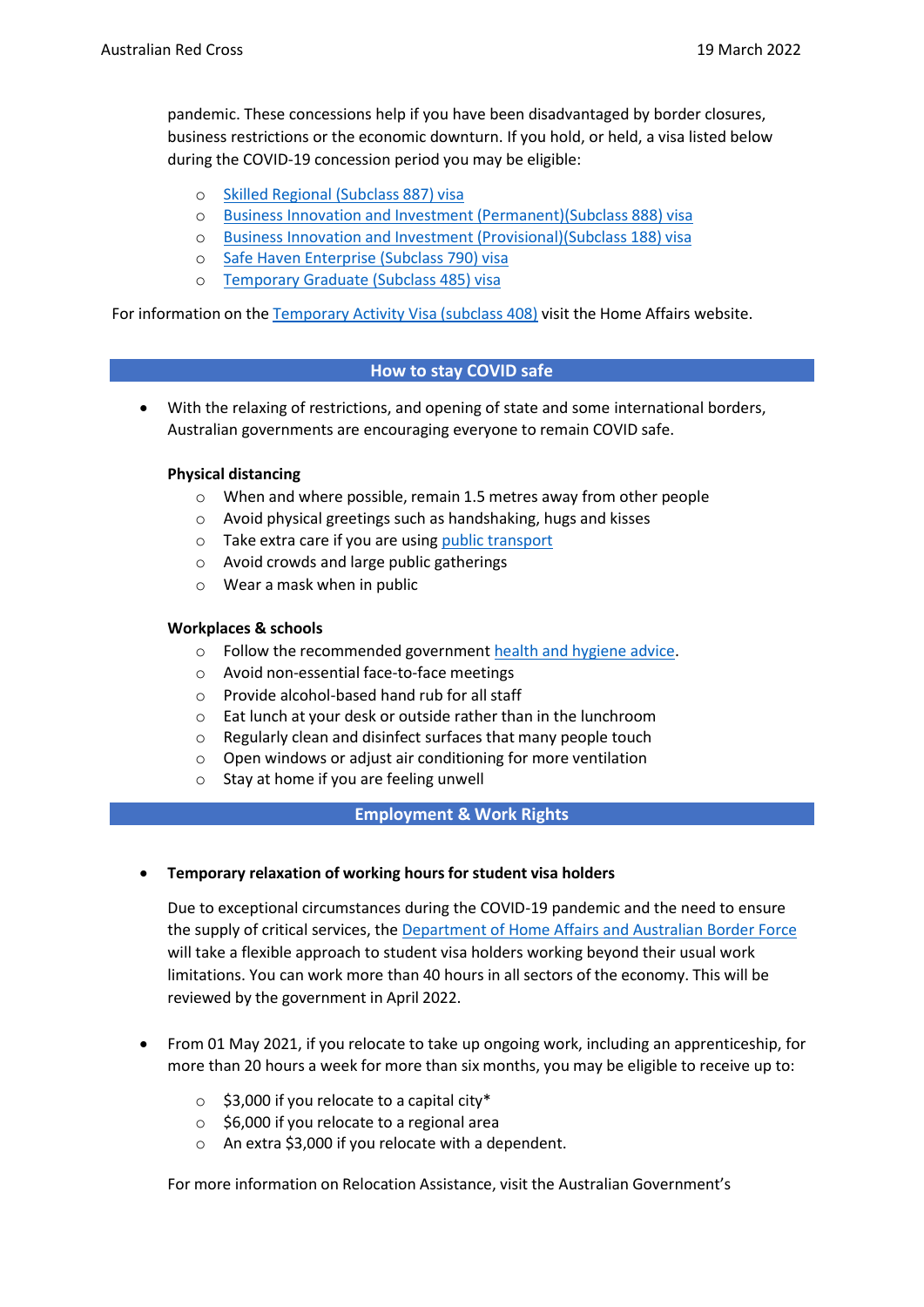pandemic. These concessions help if you have been disadvantaged by border closures, business restrictions or the economic downturn. If you hold, or held, a visa listed below during the COVID-19 concession period you may be eligible:

- Skilled Regional (Subclass 887) visa
- Business Innovation and Investment (Permanent)(Subclass 888) visa
- Business Innovation and Investment (Provisional)(Subclass 188) visa
- Safe Haven Enterprise (Subclass 790) visa
- Temporary Graduate (Subclass 485) visa

For information on the Temporary Activity Visa (subclass 408) visit the Home Affairs website.

## How to stay COVID safe

- With the relaxing of restrictions, and opening of state and some international borders, Australian governments are encouraging everyone to remain COVID safe.

  **Physical distancing**
  - When and where possible, remain 1.5 metres away from other people
  - Avoid physical greetings such as handshaking, hugs and kisses
  - Take extra care if you are using public transport
  - Avoid crowds and large public gatherings
  - Wear a mask when in public

  **Workplaces & schools**
  - Follow the recommended government health and hygiene advice.
  - Avoid non-essential face-to-face meetings
  - Provide alcohol-based hand rub for all staff
  - Eat lunch at your desk or outside rather than in the lunchroom
  - Regularly clean and disinfect surfaces that many people touch
  - Open windows or adjust air conditioning for more ventilation
  - Stay at home if you are feeling unwell

## Employment & Work Rights

- **Temporary relaxation of working hours for student visa holders**

  Due to exceptional circumstances during the COVID-19 pandemic and the need to ensure the supply of critical services, the Department of Home Affairs and Australian Border Force will take a flexible approach to student visa holders working beyond their usual work limitations. You can work more than 40 hours in all sectors of the economy. This will be reviewed by the government in April 2022.

- From 01 May 2021, if you relocate to take up ongoing work, including an apprenticeship, for more than 20 hours a week for more than six months, you may be eligible to receive up to:
  - $3,000 if you relocate to a capital city*
  - $6,000 if you relocate to a regional area
  - An extra $3,000 if you relocate with a dependent.

  For more information on Relocation Assistance, visit the Australian Government's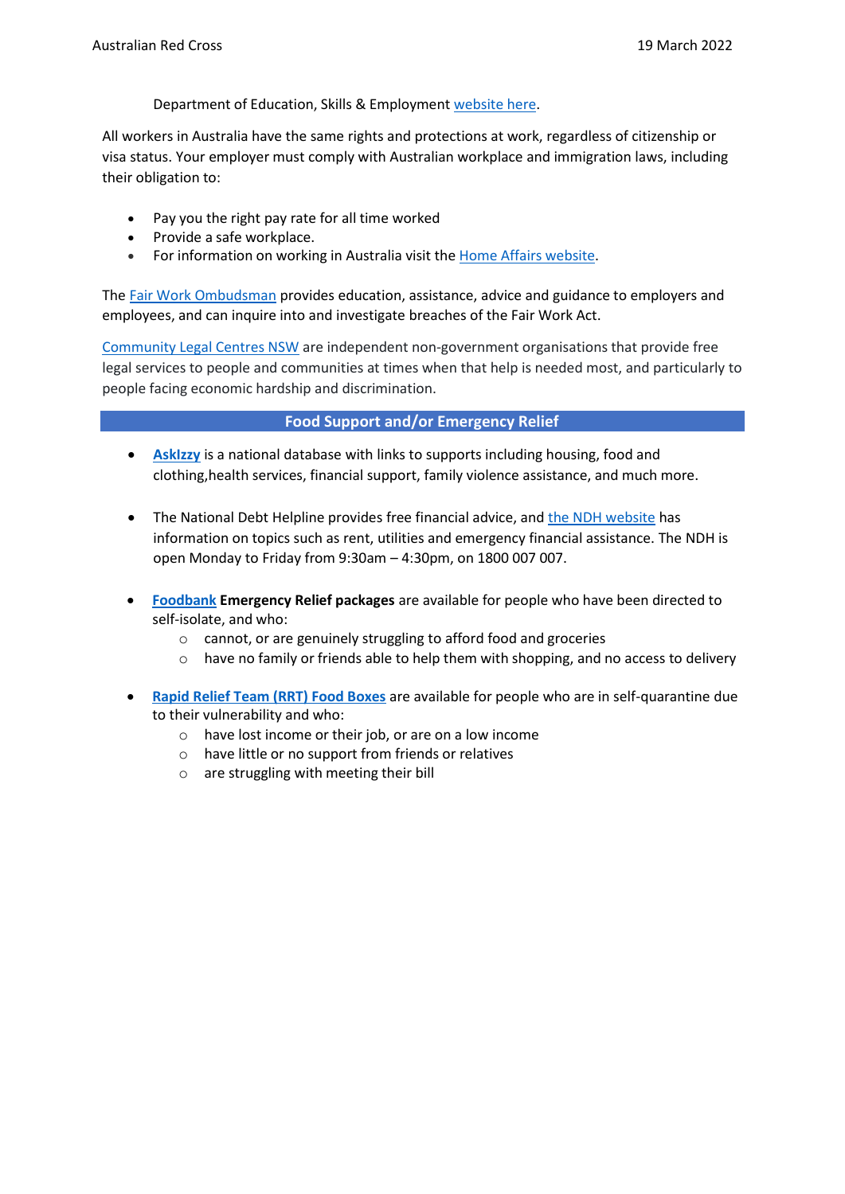Department of Education, Skills & Employment website here.

All workers in Australia have the same rights and protections at work, regardless of citizenship or visa status. Your employer must comply with Australian workplace and immigration laws, including their obligation to:

- Pay you the right pay rate for all time worked
- Provide a safe workplace.
- For information on working in Australia visit the Home Affairs website.

The Fair Work Ombudsman provides education, assistance, advice and guidance to employers and employees, and can inquire into and investigate breaches of the Fair Work Act.

Community Legal Centres NSW are independent non-government organisations that provide free legal services to people and communities at times when that help is needed most, and particularly to people facing economic hardship and discrimination.

## Food Support and/or Emergency Relief

- **AskIzzy** is a national database with links to supports including housing, food and clothing,health services, financial support, family violence assistance, and much more.

- The National Debt Helpline provides free financial advice, and the NDH website has information on topics such as rent, utilities and emergency financial assistance. The NDH is open Monday to Friday from 9:30am – 4:30pm, on 1800 007 007.

- **Foodbank Emergency Relief packages** are available for people who have been directed to self-isolate, and who:
  - cannot, or are genuinely struggling to afford food and groceries
  - have no family or friends able to help them with shopping, and no access to delivery

- **Rapid Relief Team (RRT) Food Boxes** are available for people who are in self-quarantine due to their vulnerability and who:
  - have lost income or their job, or are on a low income
  - have little or no support from friends or relatives
  - are struggling with meeting their bill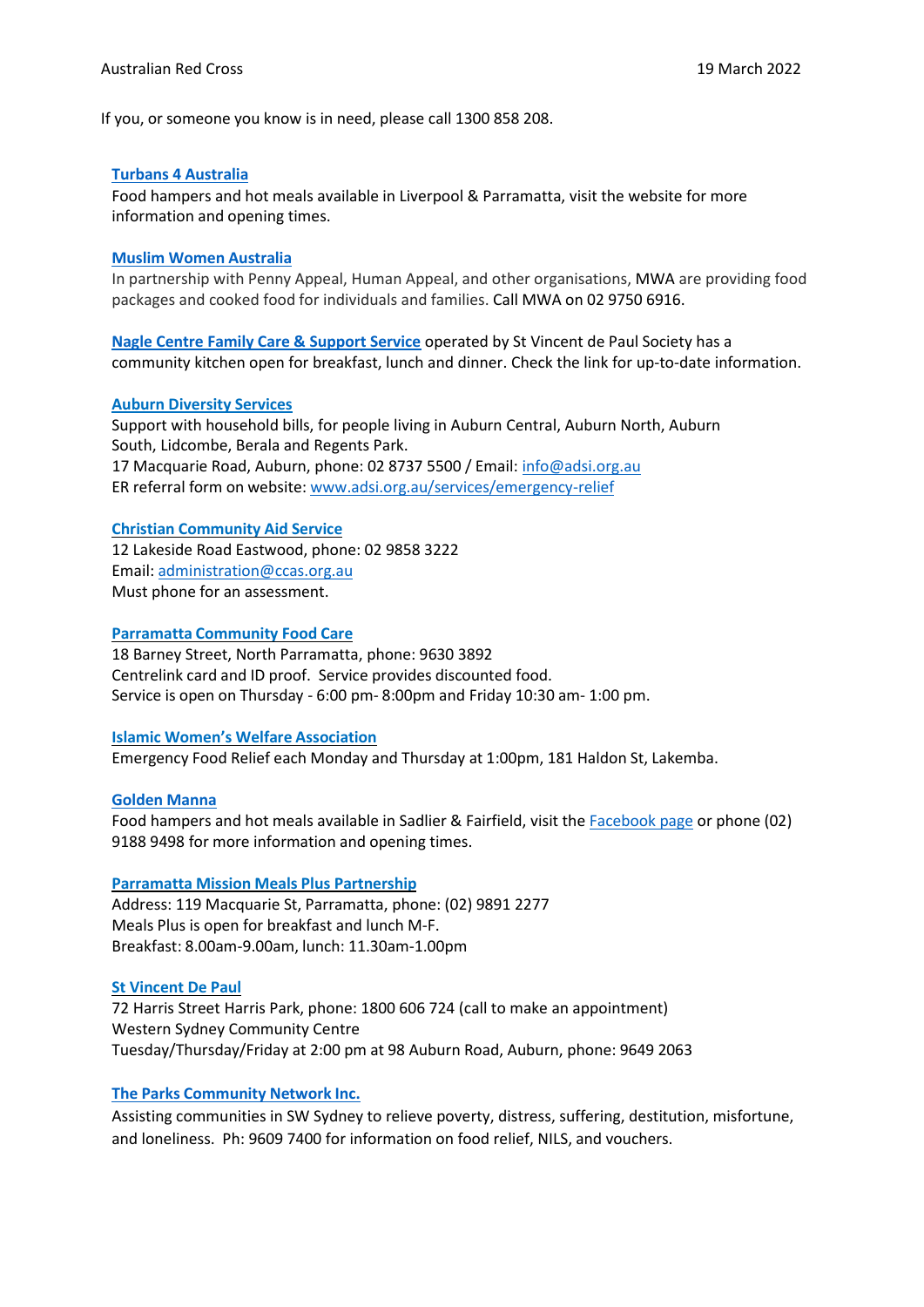If you, or someone you know is in need, please call 1300 858 208.

**Turbans 4 Australia**
Food hampers and hot meals available in Liverpool & Parramatta, visit the website for more information and opening times.

**Muslim Women Australia**
In partnership with Penny Appeal, Human Appeal, and other organisations, MWA are providing food packages and cooked food for individuals and families. Call MWA on 02 9750 6916.

**Nagle Centre Family Care & Support Service** operated by St Vincent de Paul Society has a community kitchen open for breakfast, lunch and dinner. Check the link for up-to-date information.

**Auburn Diversity Services**
Support with household bills, for people living in Auburn Central, Auburn North, Auburn South, Lidcombe, Berala and Regents Park.
17 Macquarie Road, Auburn, phone: 02 8737 5500 / Email: info@adsi.org.au
ER referral form on website: www.adsi.org.au/services/emergency-relief

**Christian Community Aid Service**
12 Lakeside Road Eastwood, phone: 02 9858 3222
Email: administration@ccas.org.au
Must phone for an assessment.

**Parramatta Community Food Care**
18 Barney Street, North Parramatta, phone: 9630 3892
Centrelink card and ID proof. Service provides discounted food.
Service is open on Thursday - 6:00 pm- 8:00pm and Friday 10:30 am- 1:00 pm.

**Islamic Women's Welfare Association**
Emergency Food Relief each Monday and Thursday at 1:00pm, 181 Haldon St, Lakemba.

**Golden Manna**
Food hampers and hot meals available in Sadlier & Fairfield, visit the Facebook page or phone (02) 9188 9498 for more information and opening times.

**Parramatta Mission Meals Plus Partnership**
Address: 119 Macquarie St, Parramatta, phone: (02) 9891 2277
Meals Plus is open for breakfast and lunch M-F.
Breakfast: 8.00am-9.00am, lunch: 11.30am-1.00pm

**St Vincent De Paul**
72 Harris Street Harris Park, phone: 1800 606 724 (call to make an appointment)
Western Sydney Community Centre
Tuesday/Thursday/Friday at 2:00 pm at 98 Auburn Road, Auburn, phone: 9649 2063

**The Parks Community Network Inc.**
Assisting communities in SW Sydney to relieve poverty, distress, suffering, destitution, misfortune, and loneliness. Ph: 9609 7400 for information on food relief, NILS, and vouchers.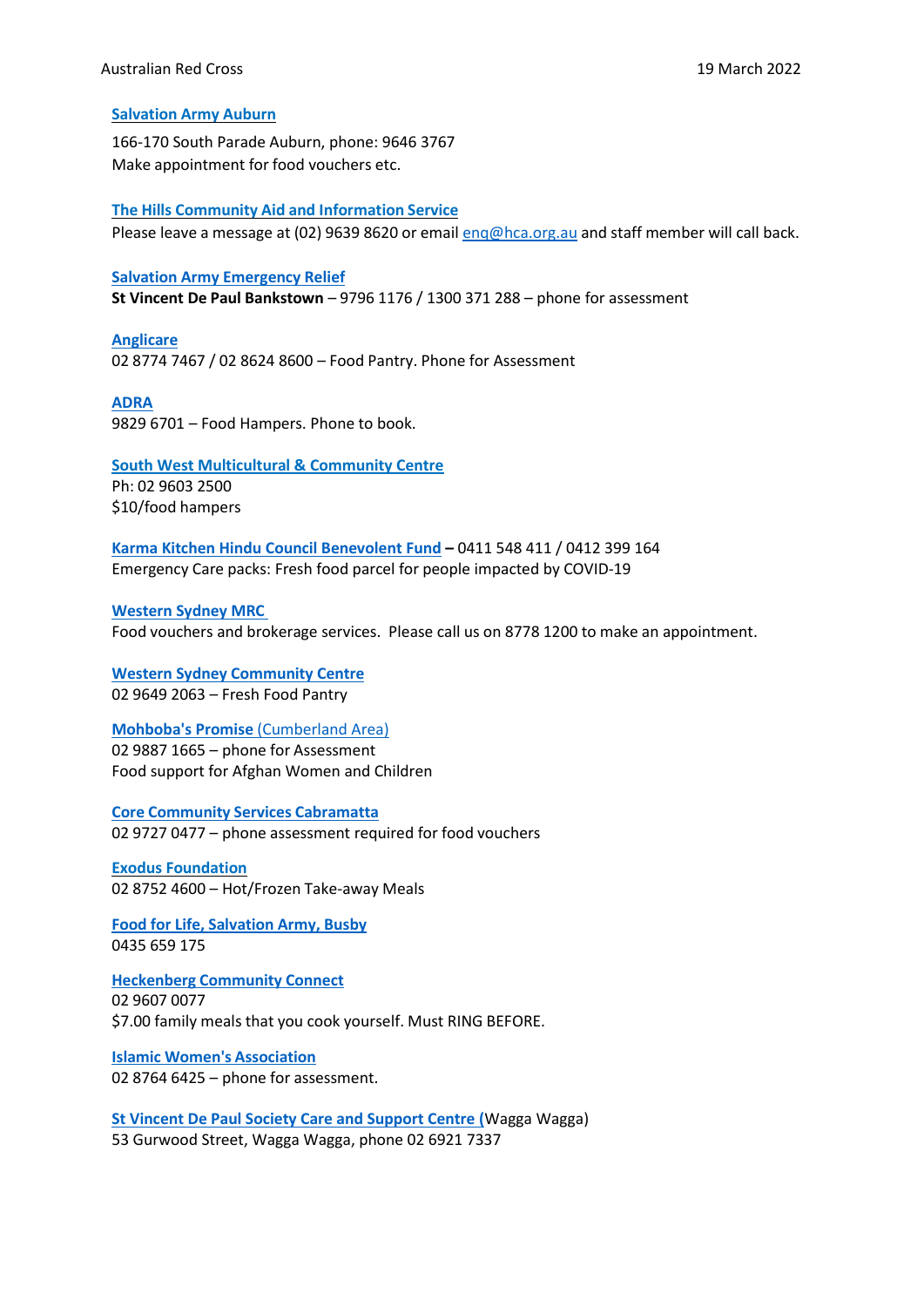**Salvation Army Auburn**

166-170 South Parade Auburn, phone: 9646 3767
Make appointment for food vouchers etc.

**The Hills Community Aid and Information Service**
Please leave a message at (02) 9639 8620 or email enq@hca.org.au and staff member will call back.

**Salvation Army Emergency Relief**
**St Vincent De Paul Bankstown** – 9796 1176 / 1300 371 288 – phone for assessment

**Anglicare**
02 8774 7467 / 02 8624 8600 – Food Pantry. Phone for Assessment

**ADRA**
9829 6701 – Food Hampers. Phone to book.

**South West Multicultural & Community Centre**
Ph: 02 9603 2500
$10/food hampers

**Karma Kitchen Hindu Council Benevolent Fund –** 0411 548 411 / 0412 399 164
Emergency Care packs: Fresh food parcel for people impacted by COVID-19

**Western Sydney MRC**
Food vouchers and brokerage services. Please call us on 8778 1200 to make an appointment.

**Western Sydney Community Centre**
02 9649 2063 – Fresh Food Pantry

**Mohboba's Promise** (Cumberland Area)
02 9887 1665 – phone for Assessment
Food support for Afghan Women and Children

**Core Community Services Cabramatta**
02 9727 0477 – phone assessment required for food vouchers

**Exodus Foundation**
02 8752 4600 – Hot/Frozen Take-away Meals

**Food for Life, Salvation Army, Busby**
0435 659 175

**Heckenberg Community Connect**
02 9607 0077
$7.00 family meals that you cook yourself. Must RING BEFORE.

**Islamic Women's Association**
02 8764 6425 – phone for assessment.

**St Vincent De Paul Society Care and Support Centre (**Wagga Wagga)
53 Gurwood Street, Wagga Wagga, phone 02 6921 7337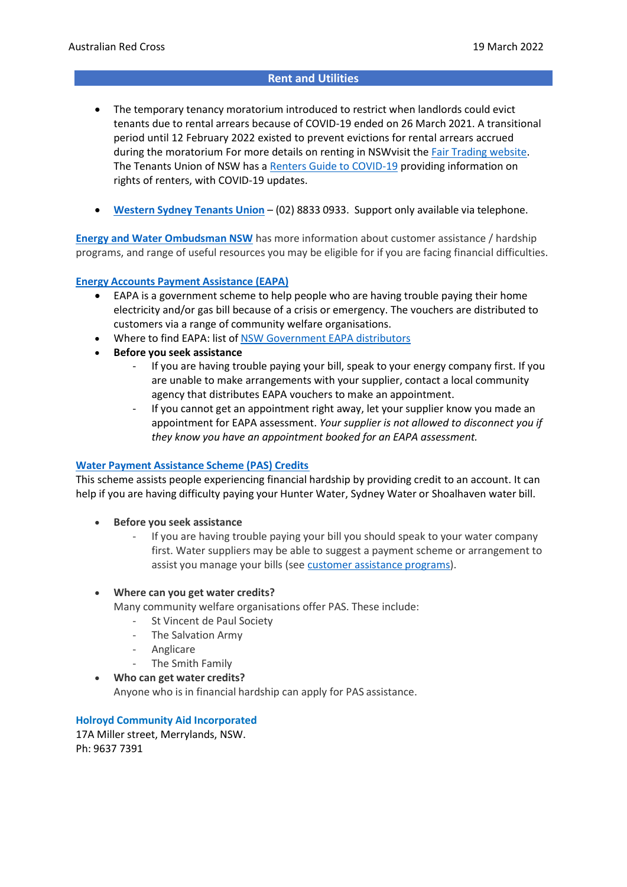## Rent and Utilities

- The temporary tenancy moratorium introduced to restrict when landlords could evict tenants due to rental arrears because of COVID-19 ended on 26 March 2021. A transitional period until 12 February 2022 existed to prevent evictions for rental arrears accrued during the moratorium For more details on renting in NSWvisit the Fair Trading website. The Tenants Union of NSW has a Renters Guide to COVID-19 providing information on rights of renters, with COVID-19 updates.

- **Western Sydney Tenants Union** – (02) 8833 0933. Support only available via telephone.

**Energy and Water Ombudsman NSW** has more information about customer assistance / hardship programs, and range of useful resources you may be eligible for if you are facing financial difficulties.

**Energy Accounts Payment Assistance (EAPA)**

- EAPA is a government scheme to help people who are having trouble paying their home electricity and/or gas bill because of a crisis or emergency. The vouchers are distributed to customers via a range of community welfare organisations.
- Where to find EAPA: list of NSW Government EAPA distributors
- **Before you seek assistance**
  - If you are having trouble paying your bill, speak to your energy company first. If you are unable to make arrangements with your supplier, contact a local community agency that distributes EAPA vouchers to make an appointment.
  - If you cannot get an appointment right away, let your supplier know you made an appointment for EAPA assessment. *Your supplier is not allowed to disconnect you if they know you have an appointment booked for an EAPA assessment.*

**Water Payment Assistance Scheme (PAS) Credits**

This scheme assists people experiencing financial hardship by providing credit to an account. It can help if you are having difficulty paying your Hunter Water, Sydney Water or Shoalhaven water bill.

- **Before you seek assistance**
  - If you are having trouble paying your bill you should speak to your water company first. Water suppliers may be able to suggest a payment scheme or arrangement to assist you manage your bills (see customer assistance programs).

- **Where can you get water credits?**
  Many community welfare organisations offer PAS. These include:
  - St Vincent de Paul Society
  - The Salvation Army
  - Anglicare
  - The Smith Family
- **Who can get water credits?**
  Anyone who is in financial hardship can apply for PAS assistance.

**Holroyd Community Aid Incorporated**
17A Miller street, Merrylands, NSW.
Ph: 9637 7391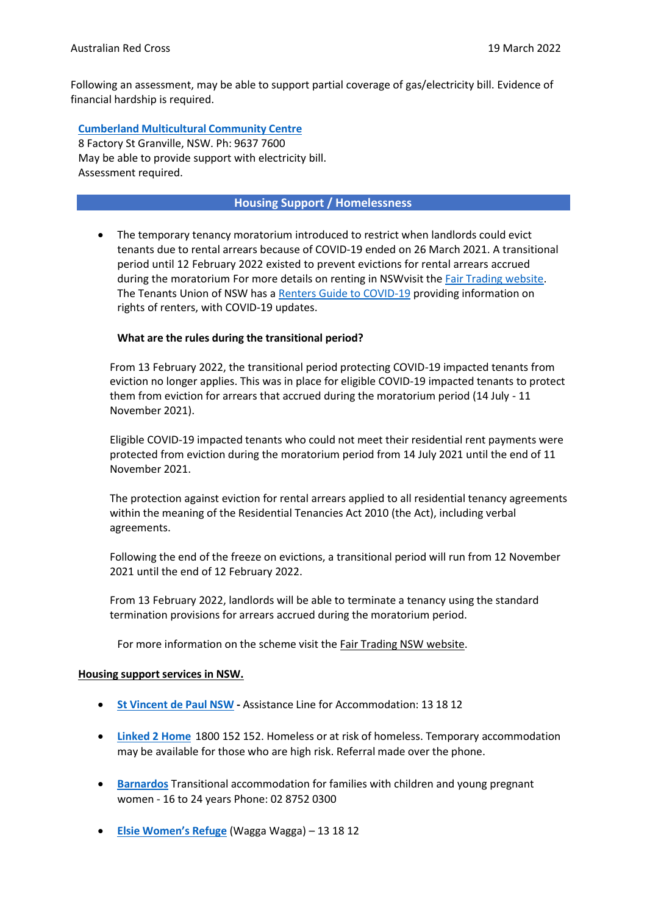Following an assessment, may be able to support partial coverage of gas/electricity bill. Evidence of financial hardship is required.

**Cumberland Multicultural Community Centre**
8 Factory St Granville, NSW. Ph: 9637 7600
May be able to provide support with electricity bill.
Assessment required.

## Housing Support / Homelessness

- The temporary tenancy moratorium introduced to restrict when landlords could evict tenants due to rental arrears because of COVID-19 ended on 26 March 2021. A transitional period until 12 February 2022 existed to prevent evictions for rental arrears accrued during the moratorium For more details on renting in NSWvisit the Fair Trading website. The Tenants Union of NSW has a Renters Guide to COVID-19 providing information on rights of renters, with COVID-19 updates.

  **What are the rules during the transitional period?**

  From 13 February 2022, the transitional period protecting COVID-19 impacted tenants from eviction no longer applies. This was in place for eligible COVID-19 impacted tenants to protect them from eviction for arrears that accrued during the moratorium period (14 July - 11 November 2021).

  Eligible COVID-19 impacted tenants who could not meet their residential rent payments were protected from eviction during the moratorium period from 14 July 2021 until the end of 11 November 2021.

  The protection against eviction for rental arrears applied to all residential tenancy agreements within the meaning of the Residential Tenancies Act 2010 (the Act), including verbal agreements.

  Following the end of the freeze on evictions, a transitional period will run from 12 November 2021 until the end of 12 February 2022.

  From 13 February 2022, landlords will be able to terminate a tenancy using the standard termination provisions for arrears accrued during the moratorium period.

  For more information on the scheme visit the Fair Trading NSW website.

**Housing support services in NSW.**

- **St Vincent de Paul NSW -** Assistance Line for Accommodation: 13 18 12
- **Linked 2 Home** 1800 152 152. Homeless or at risk of homeless. Temporary accommodation may be available for those who are high risk. Referral made over the phone.
- **Barnardos** Transitional accommodation for families with children and young pregnant women - 16 to 24 years Phone: 02 8752 0300
- **Elsie Women's Refuge** (Wagga Wagga) – 13 18 12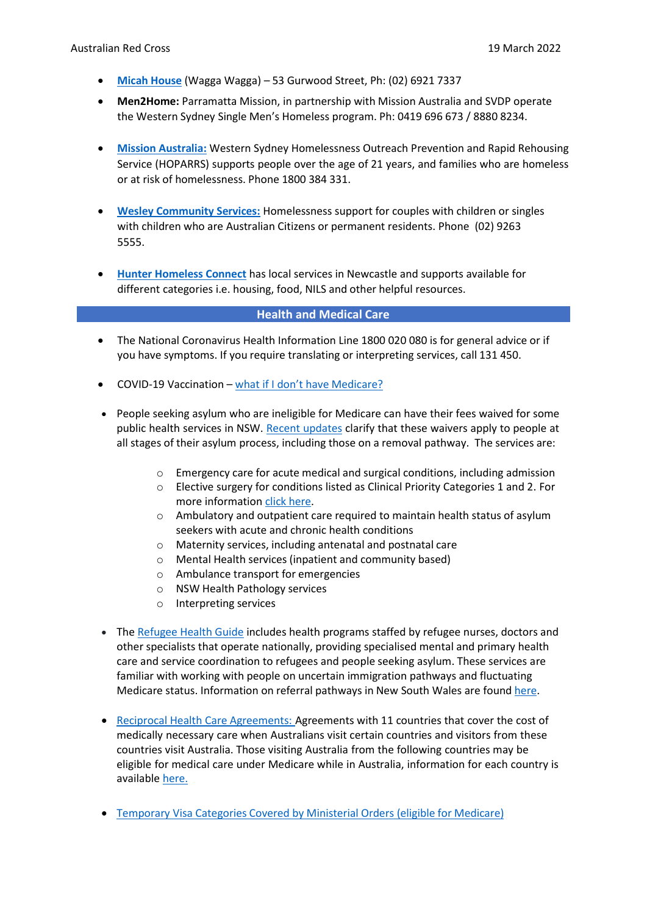- **Micah House** (Wagga Wagga) – 53 Gurwood Street, Ph: (02) 6921 7337
- **Men2Home:** Parramatta Mission, in partnership with Mission Australia and SVDP operate the Western Sydney Single Men's Homeless program. Ph: 0419 696 673 / 8880 8234.
- **Mission Australia:** Western Sydney Homelessness Outreach Prevention and Rapid Rehousing Service (HOPARRS) supports people over the age of 21 years, and families who are homeless or at risk of homelessness. Phone 1800 384 331.
- **Wesley Community Services:** Homelessness support for couples with children or singles with children who are Australian Citizens or permanent residents. Phone (02) 9263 5555.
- **Hunter Homeless Connect** has local services in Newcastle and supports available for different categories i.e. housing, food, NILS and other helpful resources.

## Health and Medical Care

- The National Coronavirus Health Information Line 1800 020 080 is for general advice or if you have symptoms. If you require translating or interpreting services, call 131 450.
- COVID-19 Vaccination – what if I don't have Medicare?
- People seeking asylum who are ineligible for Medicare can have their fees waived for some public health services in NSW. Recent updates clarify that these waivers apply to people at all stages of their asylum process, including those on a removal pathway. The services are:
    - Emergency care for acute medical and surgical conditions, including admission
    - Elective surgery for conditions listed as Clinical Priority Categories 1 and 2. For more information click here.
    - Ambulatory and outpatient care required to maintain health status of asylum seekers with acute and chronic health conditions
    - Maternity services, including antenatal and postnatal care
    - Mental Health services (inpatient and community based)
    - Ambulance transport for emergencies
    - NSW Health Pathology services
    - Interpreting services
- The Refugee Health Guide includes health programs staffed by refugee nurses, doctors and other specialists that operate nationally, providing specialised mental and primary health care and service coordination to refugees and people seeking asylum. These services are familiar with working with people on uncertain immigration pathways and fluctuating Medicare status. Information on referral pathways in New South Wales are found here.
- Reciprocal Health Care Agreements: Agreements with 11 countries that cover the cost of medically necessary care when Australians visit certain countries and visitors from these countries visit Australia. Those visiting Australia from the following countries may be eligible for medical care under Medicare while in Australia, information for each country is available here.
- Temporary Visa Categories Covered by Ministerial Orders (eligible for Medicare)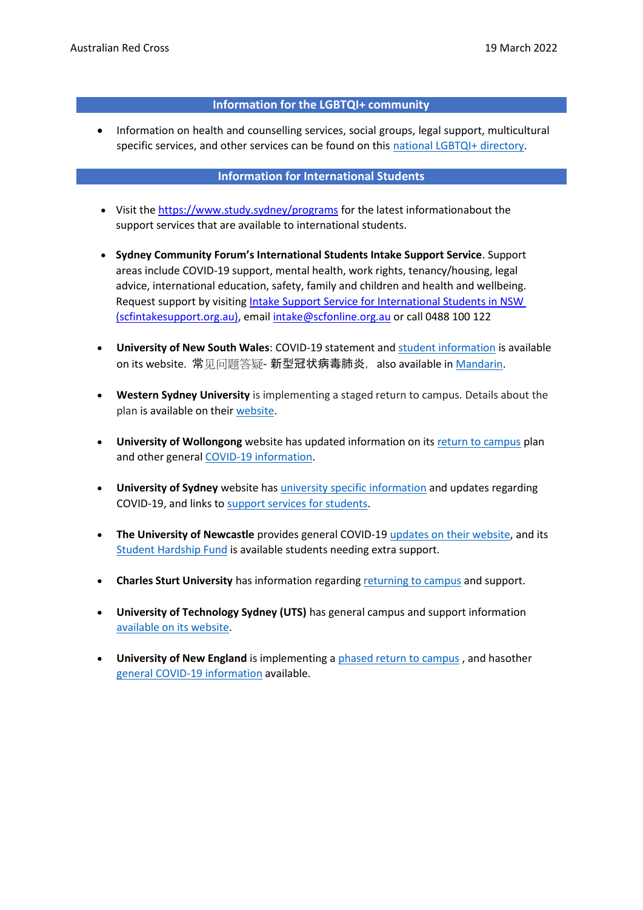## Information for the LGBTQI+ community

- Information on health and counselling services, social groups, legal support, multicultural specific services, and other services can be found on this national LGBTQI+ directory.

## Information for International Students

- Visit the https://www.study.sydney/programs for the latest informationabout the support services that are available to international students.

- **Sydney Community Forum's International Students Intake Support Service**. Support areas include COVID-19 support, mental health, work rights, tenancy/housing, legal advice, international education, safety, family and children and health and wellbeing. Request support by visiting Intake Support Service for International Students in NSW (scfintakesupport.org.au), email intake@scfonline.org.au or call 0488 100 122

- **University of New South Wales**: COVID-19 statement and student information is available on its website. 常见问题答疑- 新型冠状病毒肺炎, also available in Mandarin.

- **Western Sydney University** is implementing a staged return to campus. Details about the plan is available on their website.

- **University of Wollongong** website has updated information on its return to campus plan and other general COVID-19 information.

- **University of Sydney** website has university specific information and updates regarding COVID-19, and links to support services for students.

- **The University of Newcastle** provides general COVID-19 updates on their website, and its Student Hardship Fund is available students needing extra support.

- **Charles Sturt University** has information regarding returning to campus and support.

- **University of Technology Sydney (UTS)** has general campus and support information available on its website.

- **University of New England** is implementing a phased return to campus , and hasother general COVID-19 information available.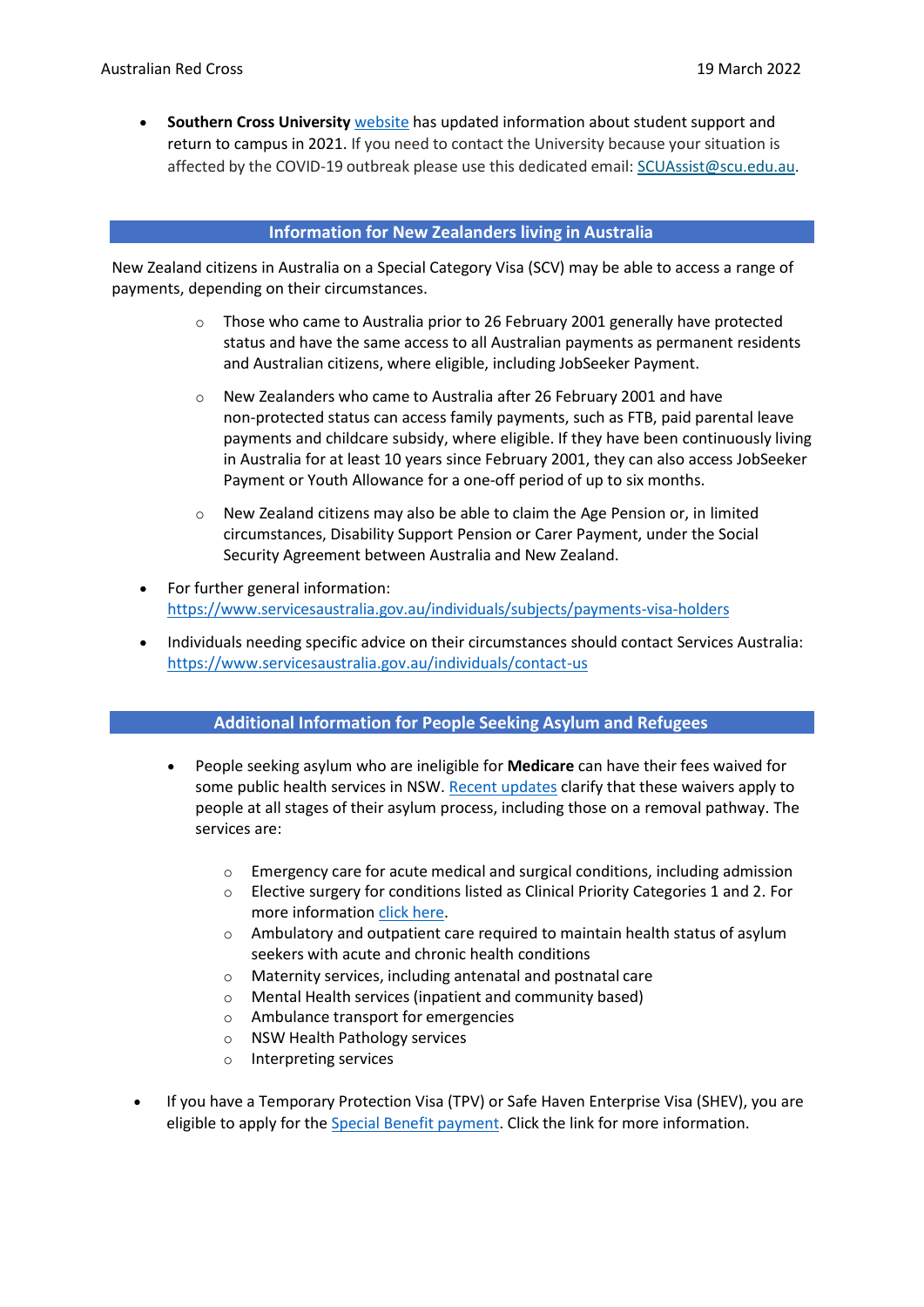- **Southern Cross University** [website](website) has updated information about student support and return to campus in 2021. If you need to contact the University because your situation is affected by the COVID-19 outbreak please use this dedicated email: SCUAssist@scu.edu.au.

## Information for New Zealanders living in Australia

New Zealand citizens in Australia on a Special Category Visa (SCV) may be able to access a range of payments, depending on their circumstances.

  - Those who came to Australia prior to 26 February 2001 generally have protected status and have the same access to all Australian payments as permanent residents and Australian citizens, where eligible, including JobSeeker Payment.
  - New Zealanders who came to Australia after 26 February 2001 and have non-protected status can access family payments, such as FTB, paid parental leave payments and childcare subsidy, where eligible. If they have been continuously living in Australia for at least 10 years since February 2001, they can also access JobSeeker Payment or Youth Allowance for a one-off period of up to six months.
  - New Zealand citizens may also be able to claim the Age Pension or, in limited circumstances, Disability Support Pension or Carer Payment, under the Social Security Agreement between Australia and New Zealand.

- For further general information: https://www.servicesaustralia.gov.au/individuals/subjects/payments-visa-holders
- Individuals needing specific advice on their circumstances should contact Services Australia: https://www.servicesaustralia.gov.au/individuals/contact-us

## Additional Information for People Seeking Asylum and Refugees

- People seeking asylum who are ineligible for **Medicare** can have their fees waived for some public health services in NSW. Recent updates clarify that these waivers apply to people at all stages of their asylum process, including those on a removal pathway. The services are:
  - Emergency care for acute medical and surgical conditions, including admission
  - Elective surgery for conditions listed as Clinical Priority Categories 1 and 2. For more information click here.
  - Ambulatory and outpatient care required to maintain health status of asylum seekers with acute and chronic health conditions
  - Maternity services, including antenatal and postnatal care
  - Mental Health services (inpatient and community based)
  - Ambulance transport for emergencies
  - NSW Health Pathology services
  - Interpreting services

- If you have a Temporary Protection Visa (TPV) or Safe Haven Enterprise Visa (SHEV), you are eligible to apply for the Special Benefit payment. Click the link for more information.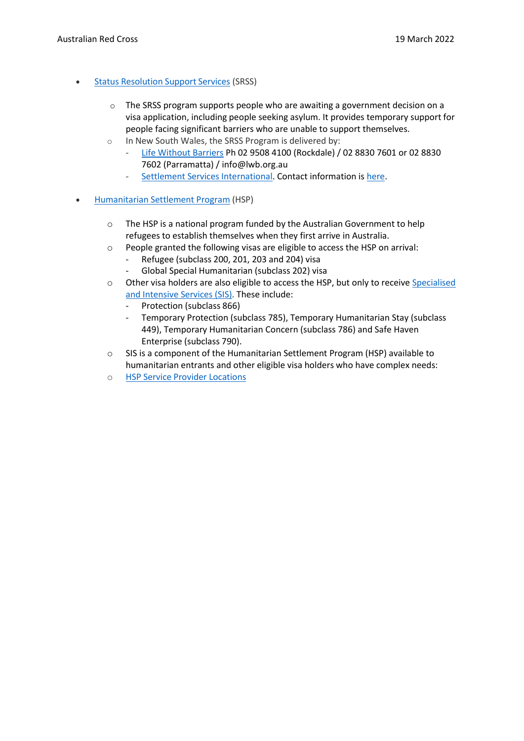- Status Resolution Support Services (SRSS)
  - The SRSS program supports people who are awaiting a government decision on a visa application, including people seeking asylum. It provides temporary support for people facing significant barriers who are unable to support themselves.
  - In New South Wales, the SRSS Program is delivered by:
    - Life Without Barriers Ph 02 9508 4100 (Rockdale) / 02 8830 7601 or 02 8830 7602 (Parramatta) / info@lwb.org.au
    - Settlement Services International. Contact information is here.

- Humanitarian Settlement Program (HSP)
  - The HSP is a national program funded by the Australian Government to help refugees to establish themselves when they first arrive in Australia.
  - People granted the following visas are eligible to access the HSP on arrival:
    - Refugee (subclass 200, 201, 203 and 204) visa
    - Global Special Humanitarian (subclass 202) visa
  - Other visa holders are also eligible to access the HSP, but only to receive Specialised and Intensive Services (SIS). These include:
    - Protection (subclass 866)
    - Temporary Protection (subclass 785), Temporary Humanitarian Stay (subclass 449), Temporary Humanitarian Concern (subclass 786) and Safe Haven Enterprise (subclass 790).
  - SIS is a component of the Humanitarian Settlement Program (HSP) available to humanitarian entrants and other eligible visa holders who have complex needs:
  - HSP Service Provider Locations